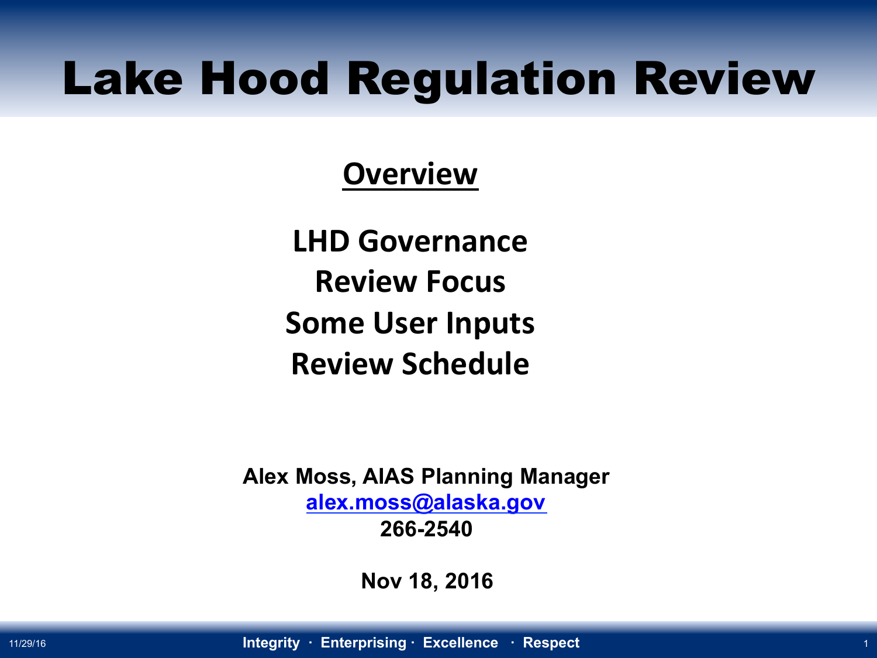# Lake Hood Regulation Review

## Overview

**LHD Governance**
**Review Focus**
**Some User Inputs**
**Review Schedule**

**Alex Moss, AIAS Planning Manager**
**alex.moss@alaska.gov**
**266-2540**

**Nov 18, 2016**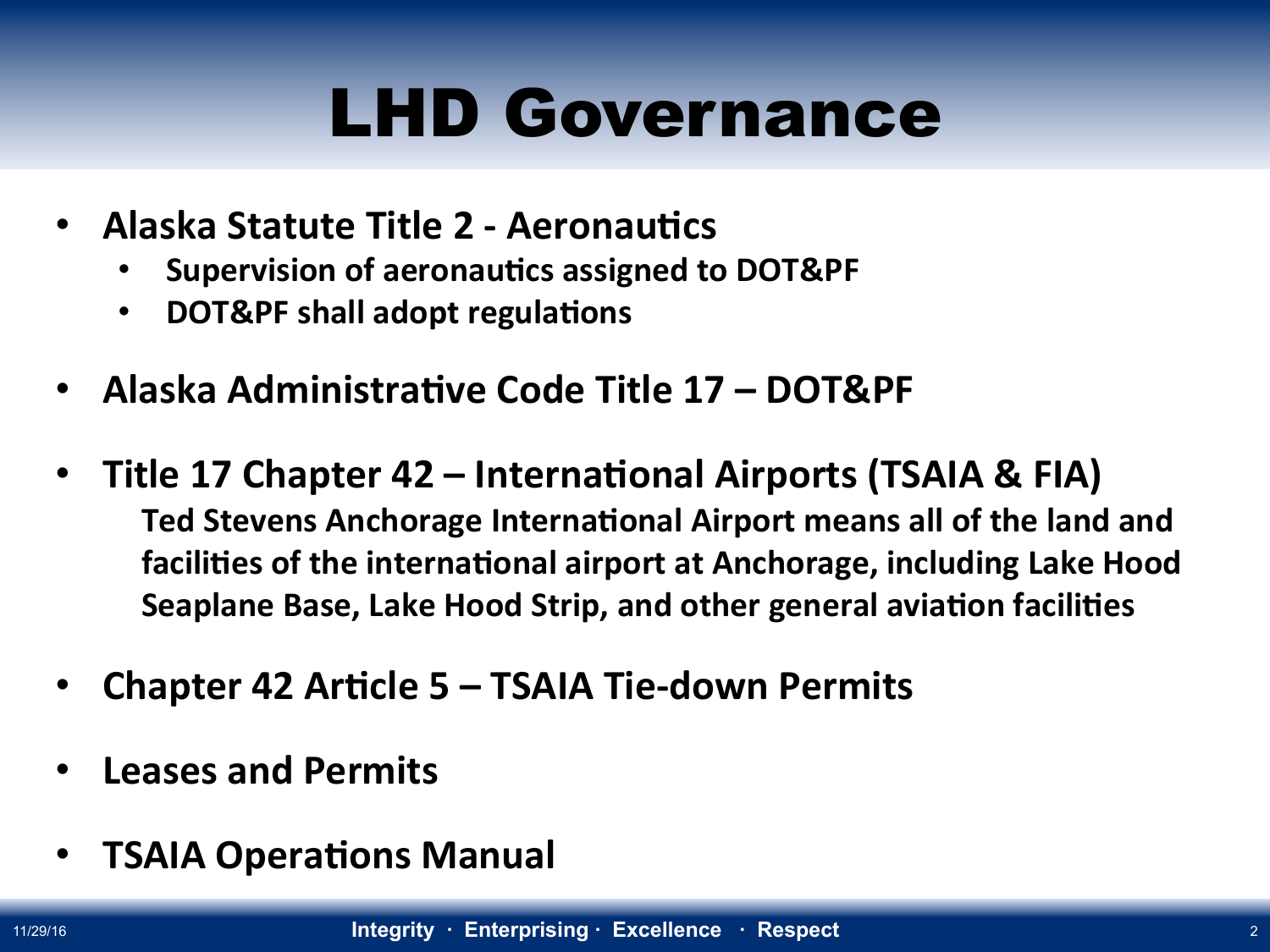# LHD Governance

- **Alaska Statute Title 2 - Aeronautics**
  - **Supervision of aeronautics assigned to DOT&PF**
  - **DOT&PF shall adopt regulations**
- **Alaska Administrative Code Title 17 – DOT&PF**
- **Title 17 Chapter 42 – International Airports (TSAIA & FIA)**
  **Ted Stevens Anchorage International Airport means all of the land and facilities of the international airport at Anchorage, including Lake Hood Seaplane Base, Lake Hood Strip, and other general aviation facilities**
- **Chapter 42 Article 5 – TSAIA Tie-down Permits**
- **Leases and Permits**
- **TSAIA Operations Manual**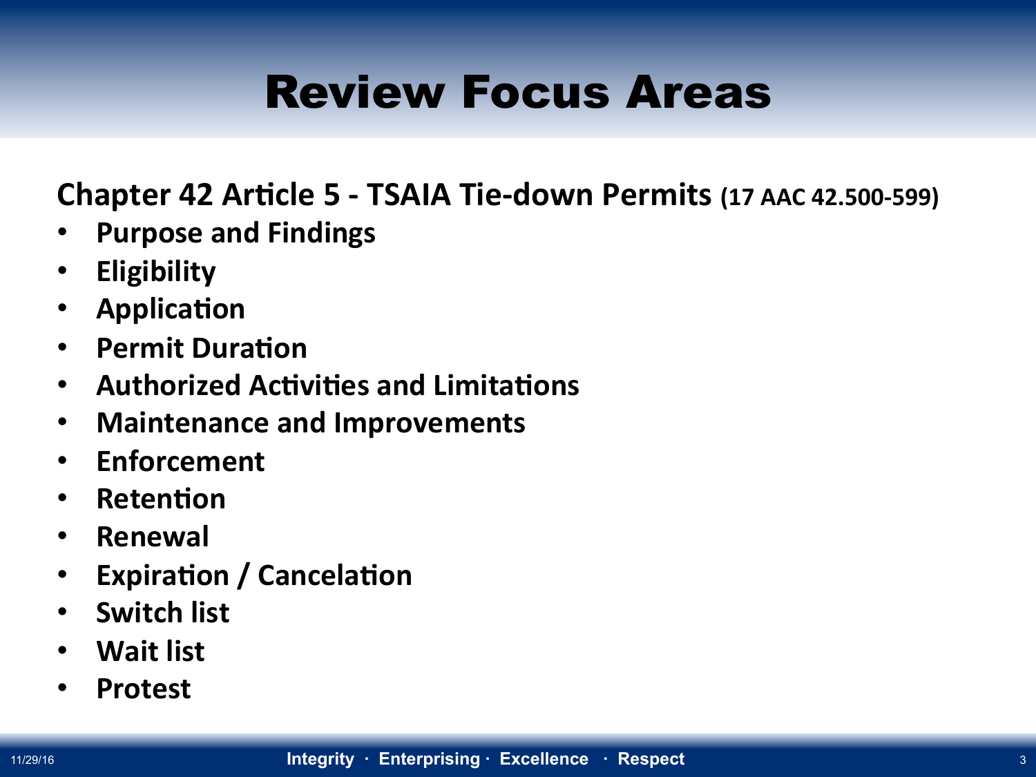# Review Focus Areas

**Chapter 42 Article 5 - TSAIA Tie-down Permits (17 AAC 42.500-599)**

- **Purpose and Findings**
- **Eligibility**
- **Application**
- **Permit Duration**
- **Authorized Activities and Limitations**
- **Maintenance and Improvements**
- **Enforcement**
- **Retention**
- **Renewal**
- **Expiration / Cancelation**
- **Switch list**
- **Wait list**
- **Protest**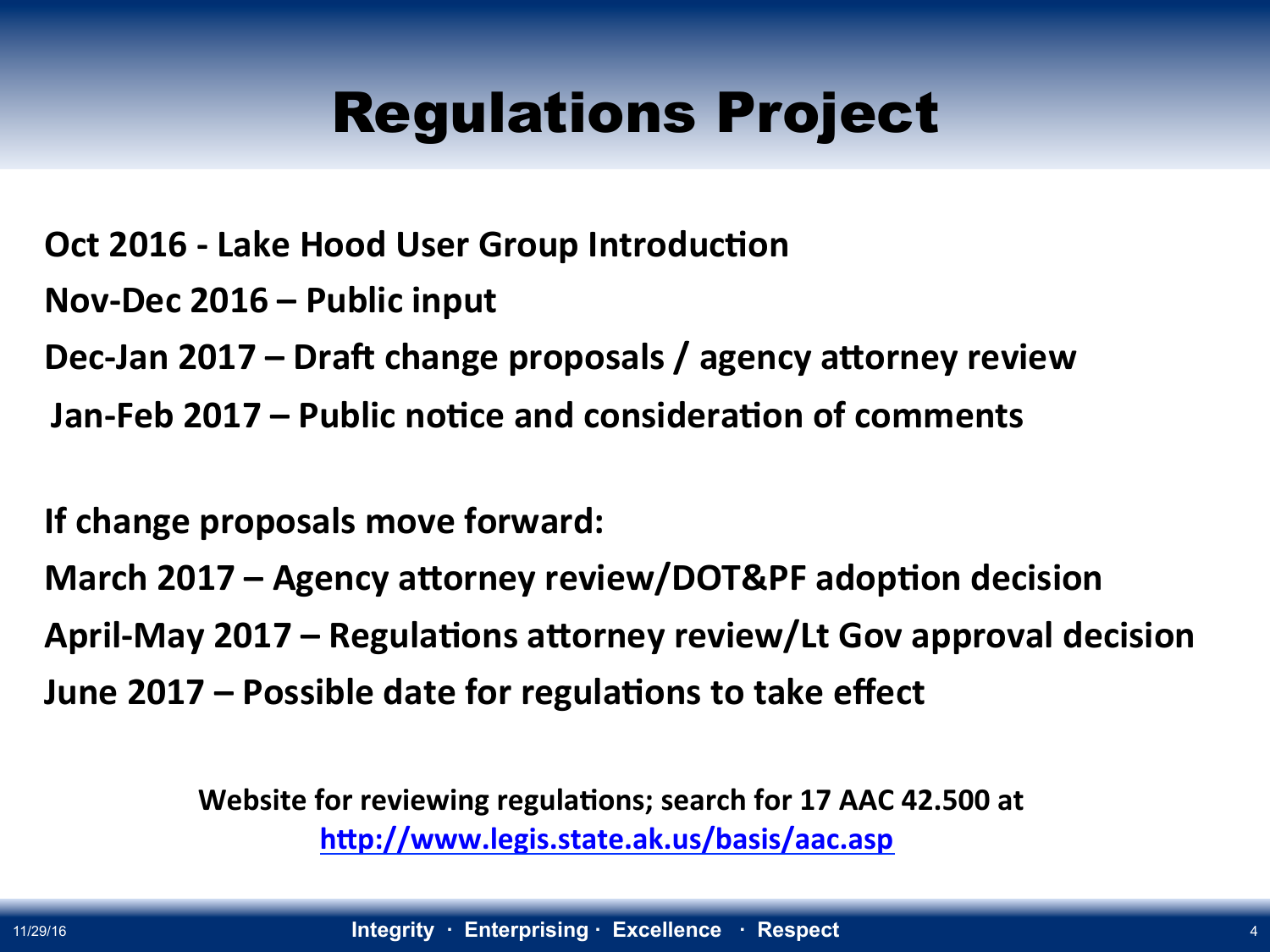# Regulations Project

**Oct 2016 - Lake Hood User Group Introduction**

**Nov-Dec 2016 – Public input**

**Dec-Jan 2017 – Draft change proposals / agency attorney review**

**Jan-Feb 2017 – Public notice and consideration of comments**

**If change proposals move forward:**

**March 2017 – Agency attorney review/DOT&PF adoption decision**

**April-May 2017 – Regulations attorney review/Lt Gov approval decision**

**June 2017 – Possible date for regulations to take effect**

**Website for reviewing regulations; search for 17 AAC 42.500 at [http://www.legis.state.ak.us/basis/aac.asp](http://www.legis.state.ak.us/basis/aac.asp)**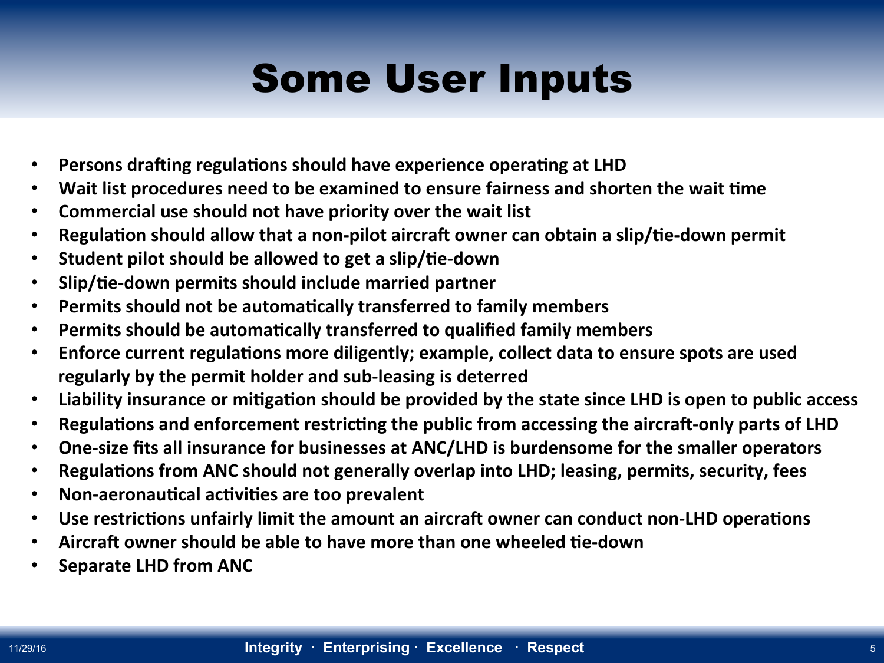# Some User Inputs

- Persons drafting regulations should have experience operating at LHD
- Wait list procedures need to be examined to ensure fairness and shorten the wait time
- Commercial use should not have priority over the wait list
- Regulation should allow that a non-pilot aircraft owner can obtain a slip/tie-down permit
- Student pilot should be allowed to get a slip/tie-down
- Slip/tie-down permits should include married partner
- Permits should not be automatically transferred to family members
- Permits should be automatically transferred to qualified family members
- Enforce current regulations more diligently; example, collect data to ensure spots are used regularly by the permit holder and sub-leasing is deterred
- Liability insurance or mitigation should be provided by the state since LHD is open to public access
- Regulations and enforcement restricting the public from accessing the aircraft-only parts of LHD
- One-size fits all insurance for businesses at ANC/LHD is burdensome for the smaller operators
- Regulations from ANC should not generally overlap into LHD; leasing, permits, security, fees
- Non-aeronautical activities are too prevalent
- Use restrictions unfairly limit the amount an aircraft owner can conduct non-LHD operations
- Aircraft owner should be able to have more than one wheeled tie-down
- Separate LHD from ANC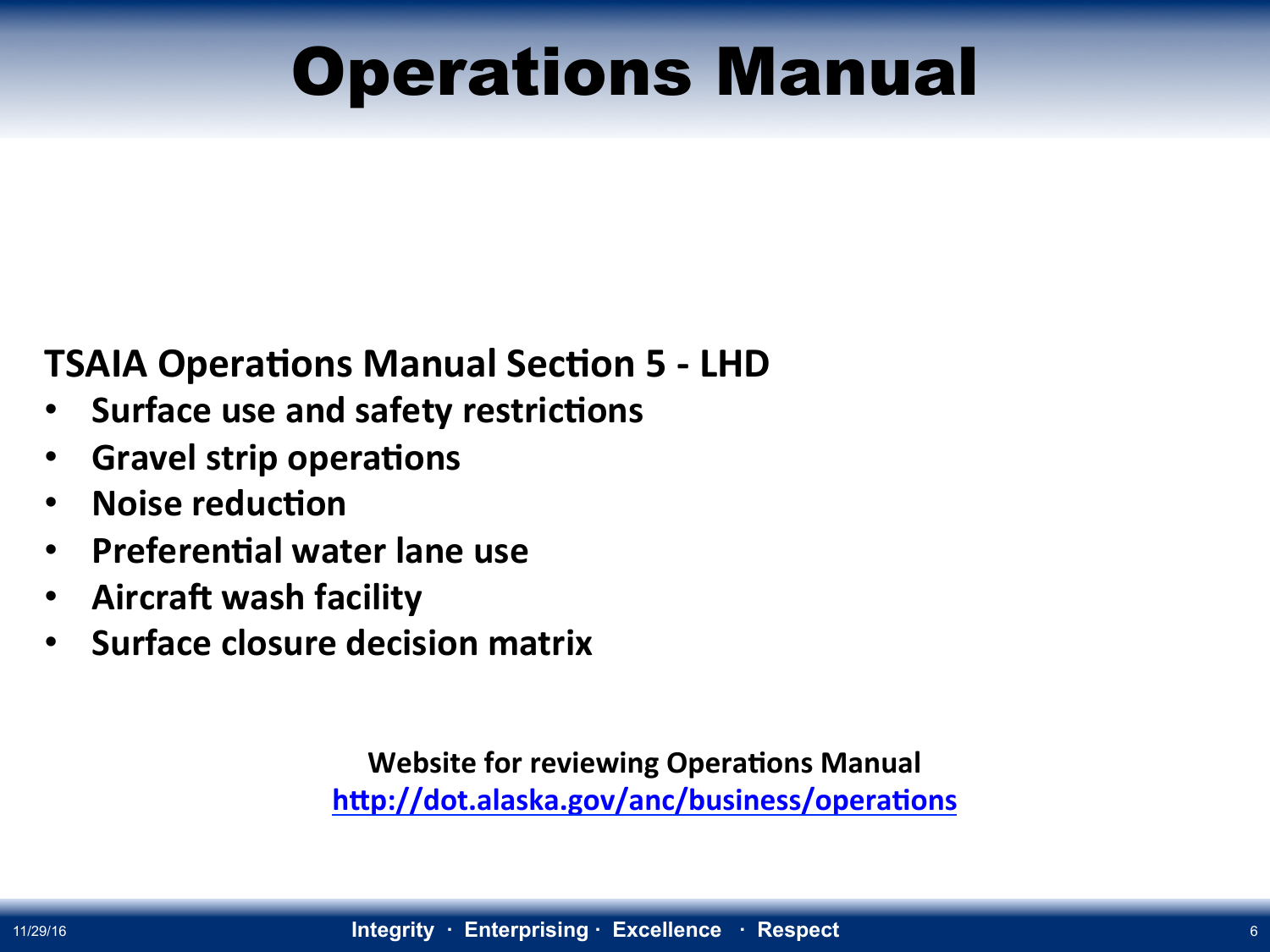# Operations Manual

**TSAIA Operations Manual Section 5 - LHD**

- **Surface use and safety restrictions**
- **Gravel strip operations**
- **Noise reduction**
- **Preferential water lane use**
- **Aircraft wash facility**
- **Surface closure decision matrix**

**Website for reviewing Operations Manual**
[http://dot.alaska.gov/anc/business/operations](http://dot.alaska.gov/anc/business/operations)